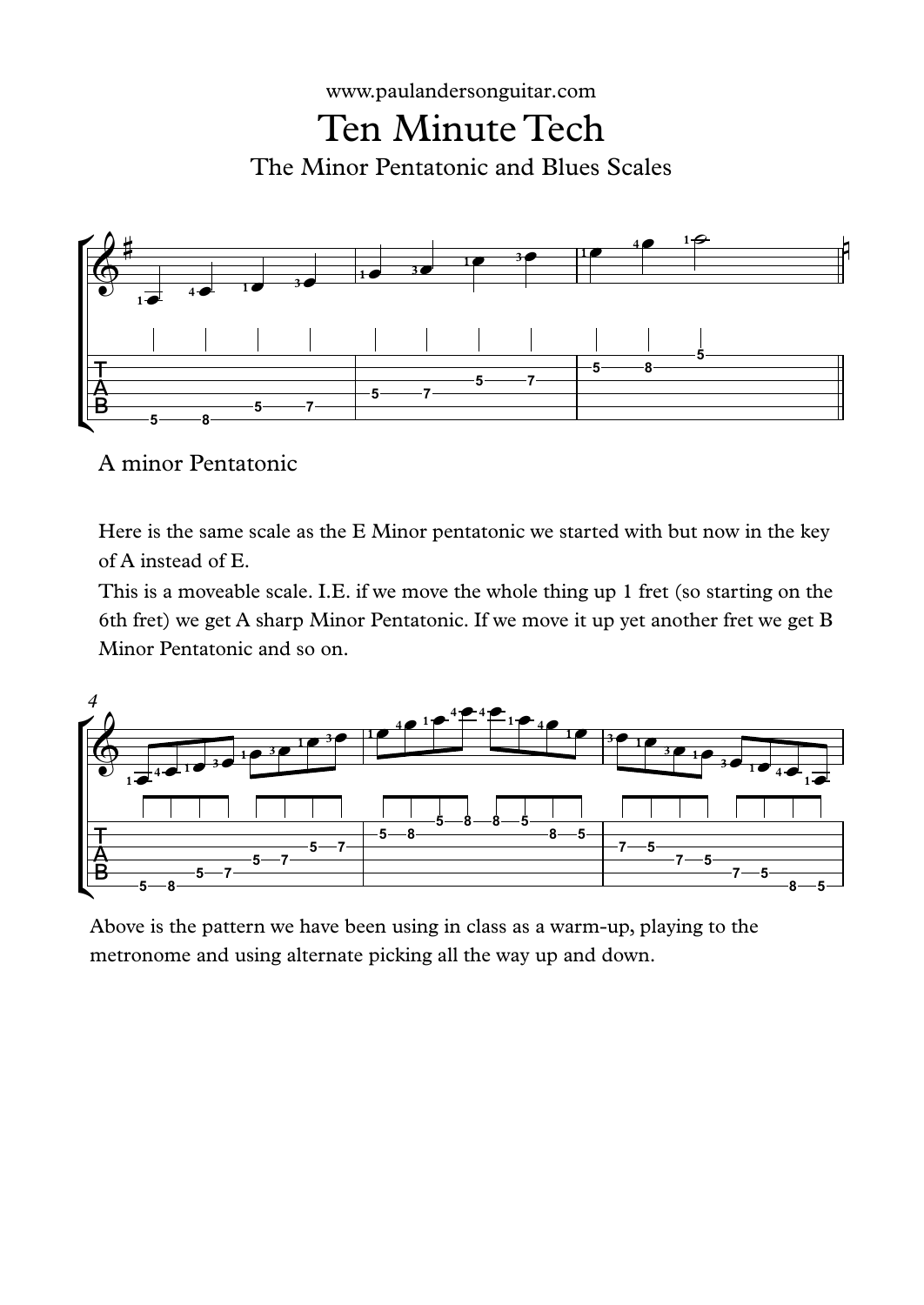www.paulandersonguitar.com

# Ten Minute Tech

## The Minor Pentatonic and Blues Scales

A minor Pentatonic

Here is the same scale as the E Minor pentatonic we started with but now in the key of A instead of E.

This is a moveable scale. I.E. if we move the whole thing up 1 fret (so starting on the 6th fret) we get A sharp Minor Pentatonic. If we move it up yet another fret we get B Minor Pentatonic and so on.

Above is the pattern we have been using in class as a warm-up, playing to the metronome and using alternate picking all the way up and down.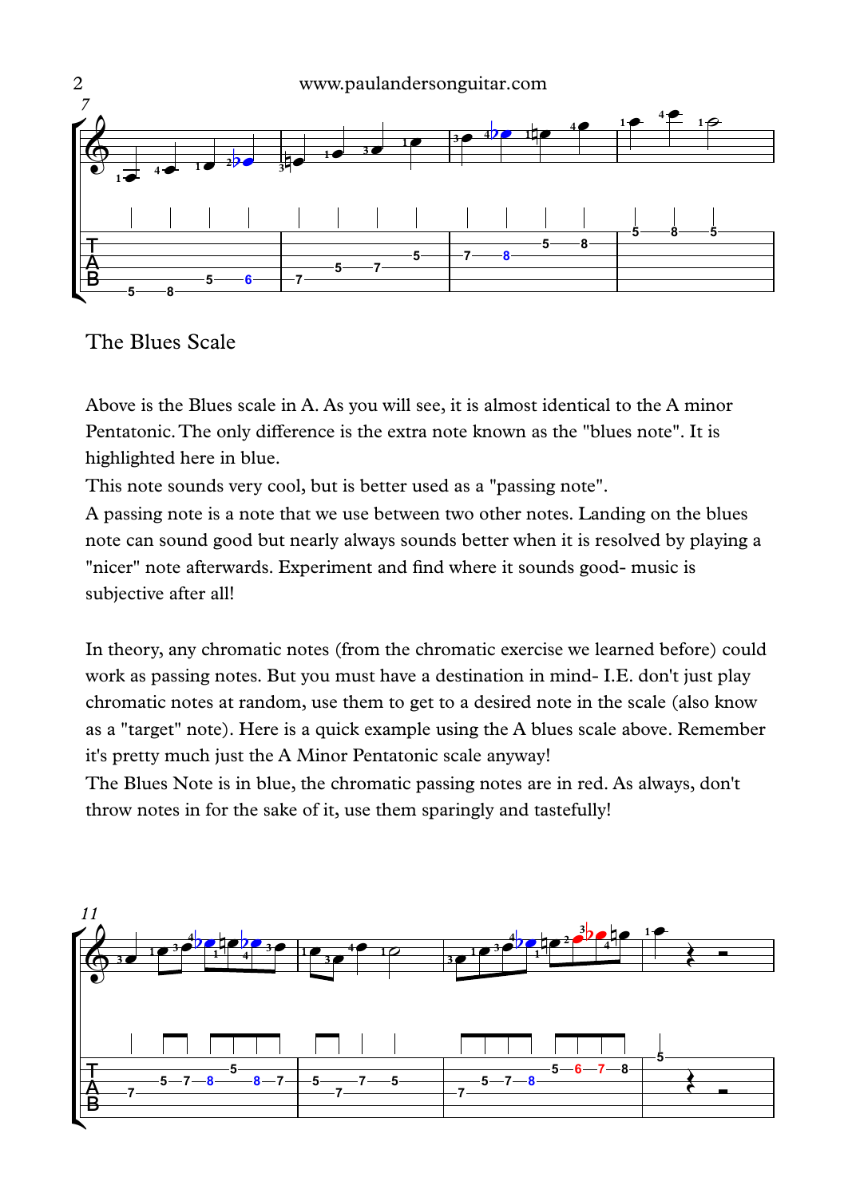## The Blues Scale

Above is the Blues scale in A. As you will see, it is almost identical to the A minor Pentatonic. The only difference is the extra note known as the "blues note". It is highlighted here in blue.

This note sounds very cool, but is better used as a "passing note".

A passing note is a note that we use between two other notes. Landing on the blues note can sound good but nearly always sounds better when it is resolved by playing a "nicer" note afterwards. Experiment and find where it sounds good- music is subjective after all!

In theory, any chromatic notes (from the chromatic exercise we learned before) could work as passing notes. But you must have a destination in mind- I.E. don't just play chromatic notes at random, use them to get to a desired note in the scale (also know as a "target" note). Here is a quick example using the A blues scale above. Remember it's pretty much just the A Minor Pentatonic scale anyway!

The Blues Note is in blue, the chromatic passing notes are in red. As always, don't throw notes in for the sake of it, use them sparingly and tastefully!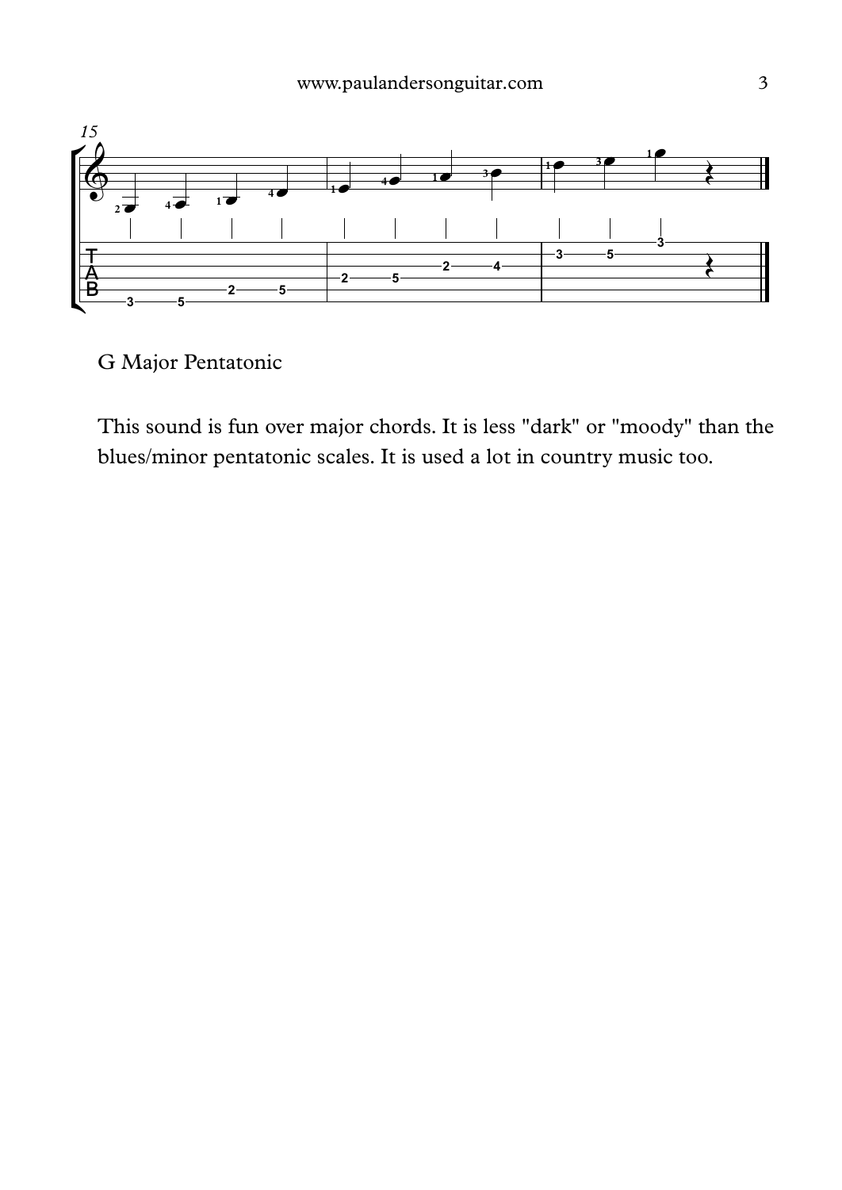G Major Pentatonic

This sound is fun over major chords. It is less "dark" or "moody" than the blues/minor pentatonic scales. It is used a lot in country music too.